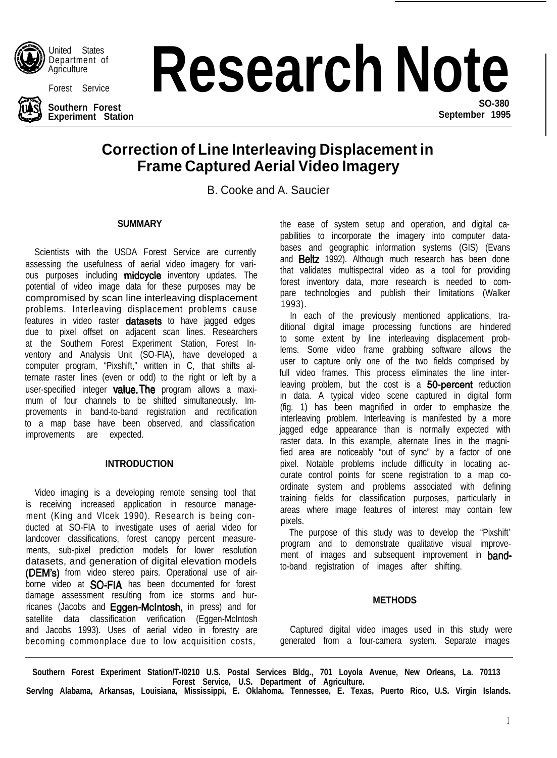United States Department of Agriculture

Forest Service

Southern Forest Experiment Station

# Research Note

SO-380
September 1995

## Correction of Line Interleaving Displacement in Frame Captured Aerial Video Imagery

B. Cooke and A. Saucier

### SUMMARY

Scientists with the USDA Forest Service are currently assessing the usefulness of aerial video imagery for various purposes including midcycle inventory updates. The potential of video image data for these purposes may be compromised by scan line interleaving displacement problems. Interleaving displacement problems cause features in video raster datasets to have jagged edges due to pixel offset on adjacent scan lines. Researchers at the Southern Forest Experiment Station, Forest Inventory and Analysis Unit (SO-FIA), have developed a computer program, "Pixshift," written in C, that shifts alternate raster lines (even or odd) to the right or left by a user-specified integer value. The program allows a maximum of four channels to be shifted simultaneously. Improvements in band-to-band registration and rectification to a map base have been observed, and classification improvements are expected.

### INTRODUCTION

Video imaging is a developing remote sensing tool that is receiving increased application in resource management (King and Vlcek 1990). Research is being conducted at SO-FIA to investigate uses of aerial video for landcover classifications, forest canopy percent measurements, sub-pixel prediction models for lower resolution datasets, and generation of digital elevation models (DEM's) from video stereo pairs. Operational use of airborne video at SO-FIA has been documented for forest damage assessment resulting from ice storms and hurricanes (Jacobs and Eggen-McIntosh, in press) and for satellite data classification verification (Eggen-McIntosh and Jacobs 1993). Uses of aerial video in forestry are becoming commonplace due to low acquisition costs, the ease of system setup and operation, and digital capabilities to incorporate the imagery into computer databases and geographic information systems (GIS) (Evans and Beltz 1992). Although much research has been done that validates multispectral video as a tool for providing forest inventory data, more research is needed to compare technologies and publish their limitations (Walker 1993).

In each of the previously mentioned applications, traditional digital image processing functions are hindered to some extent by line interleaving displacement problems. Some video frame grabbing software allows the user to capture only one of the two fields comprised by full video frames. This process eliminates the line interleaving problem, but the cost is a 50-percent reduction in data. A typical video scene captured in digital form (fig. 1) has been magnified in order to emphasize the interleaving problem. Interleaving is manifested by a more jagged edge appearance than is normally expected with raster data. In this example, alternate lines in the magnified area are noticeably "out of sync" by a factor of one pixel. Notable problems include difficulty in locating accurate control points for scene registration to a map coordinate system and problems associated with defining training fields for classification purposes, particularly in areas where image features of interest may contain few pixels.

The purpose of this study was to develop the "Pixshift' program and to demonstrate qualitative visual improvement of images and subsequent improvement in band-to-band registration of images after shifting.

### METHODS

Captured digital video images used in this study were generated from a four-camera system. Separate images

Southern Forest Experiment Station/T-l0210 U.S. Postal Services Bldg., 701 Loyola Avenue, New Orleans, La. 70113
Forest Service, U.S. Department of Agriculture.
Servlng Alabama, Arkansas, Louisiana, Mississippi, E. Oklahoma, Tennessee, E. Texas, Puerto Rico, U.S. Virgin Islands.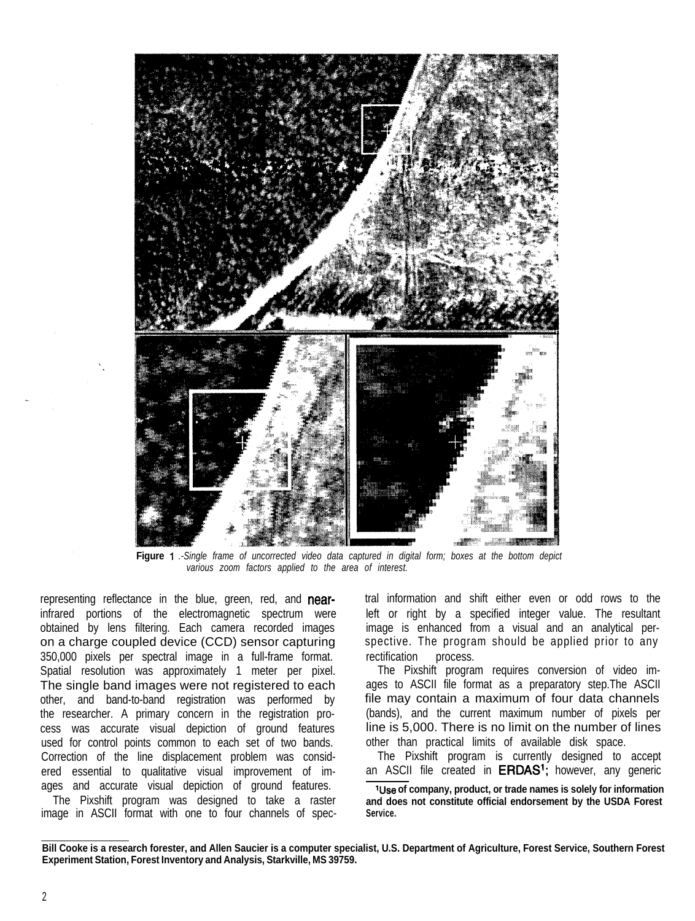Figure 1.-*Single frame of uncorrected video data captured in digital form; boxes at the bottom depict various zoom factors applied to the area of interest.*

representing reflectance in the blue, green, red, and near-infrared portions of the electromagnetic spectrum were obtained by lens filtering. Each camera recorded images on a charge coupled device (CCD) sensor capturing 350,000 pixels per spectral image in a full-frame format. Spatial resolution was approximately 1 meter per pixel. The single band images were not registered to each other, and band-to-band registration was performed by the researcher. A primary concern in the registration process was accurate visual depiction of ground features used for control points common to each set of two bands. Correction of the line displacement problem was considered essential to qualitative visual improvement of images and accurate visual depiction of ground features.

The Pixshift program was designed to take a raster image in ASCII format with one to four channels of spectral information and shift either even or odd rows to the left or right by a specified integer value. The resultant image is enhanced from a visual and an analytical perspective. The program should be applied prior to any rectification process.

The Pixshift program requires conversion of video images to ASCII file format as a preparatory step. The ASCII file may contain a maximum of four data channels (bands), and the current maximum number of pixels per line is 5,000. There is no limit on the number of lines other than practical limits of available disk space.

The Pixshift program is currently designed to accept an ASCII file created in ERDAS[1]; however, any generic

[1] Use of company, product, or trade names is solely for information and does not constitute official endorsement by the USDA Forest Service.

**Bill Cooke is a research forester, and Allen Saucier is a computer specialist, U.S. Department of Agriculture, Forest Service, Southern Forest Experiment Station, Forest Inventory and Analysis, Starkville, MS 39759.**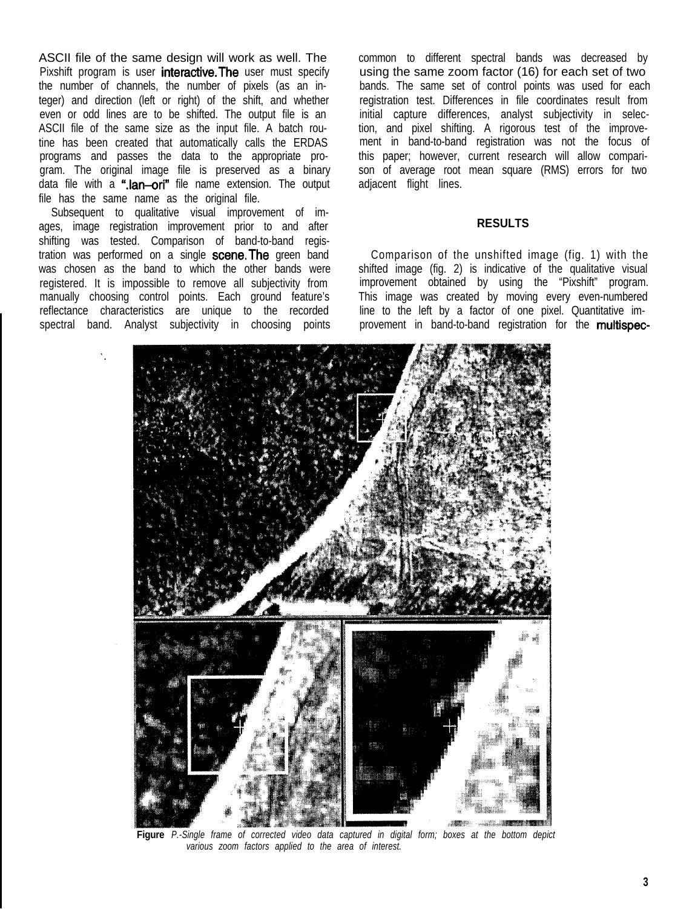ASCII file of the same design will work as well. The Pixshift program is user interactive. The user must specify the number of channels, the number of pixels (as an integer) and direction (left or right) of the shift, and whether even or odd lines are to be shifted. The output file is an ASCII file of the same size as the input file. A batch routine has been created that automatically calls the ERDAS programs and passes the data to the appropriate program. The original image file is preserved as a binary data file with a ".lan–ori" file name extension. The output file has the same name as the original file.

Subsequent to qualitative visual improvement of images, image registration improvement prior to and after shifting was tested. Comparison of band-to-band registration was performed on a single scene. The green band was chosen as the band to which the other bands were registered. It is impossible to remove all subjectivity from manually choosing control points. Each ground feature's reflectance characteristics are unique to the recorded spectral band. Analyst subjectivity in choosing points common to different spectral bands was decreased by using the same zoom factor (16) for each set of two bands. The same set of control points was used for each registration test. Differences in file coordinates result from initial capture differences, analyst subjectivity in selection, and pixel shifting. A rigorous test of the improvement in band-to-band registration was not the focus of this paper; however, current research will allow comparison of average root mean square (RMS) errors for two adjacent flight lines.

## RESULTS

Comparison of the unshifted image (fig. 1) with the shifted image (fig. 2) is indicative of the qualitative visual improvement obtained by using the "Pixshift" program. This image was created by moving every even-numbered line to the left by a factor of one pixel. Quantitative improvement in band-to-band registration for the multispec-

**Figure** *P.-Single frame of corrected video data captured in digital form; boxes at the bottom depict various zoom factors applied to the area of interest.*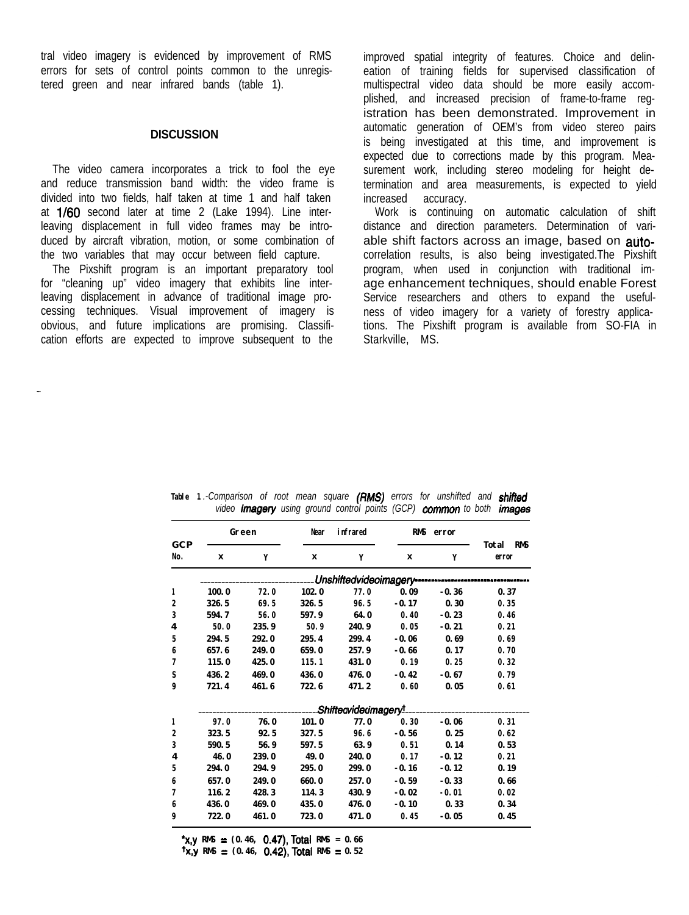tral video imagery is evidenced by improvement of RMS errors for sets of control points common to the unregistered green and near infrared bands (table 1).

## DISCUSSION

The video camera incorporates a trick to fool the eye and reduce transmission band width: the video frame is divided into two fields, half taken at time 1 and half taken at 1/60 second later at time 2 (Lake 1994). Line interleaving displacement in full video frames may be introduced by aircraft vibration, motion, or some combination of the two variables that may occur between field capture.

The Pixshift program is an important preparatory tool for "cleaning up" video imagery that exhibits line interleaving displacement in advance of traditional image processing techniques. Visual improvement of imagery is obvious, and future implications are promising. Classification efforts are expected to improve subsequent to the improved spatial integrity of features. Choice and delineation of training fields for supervised classification of multispectral video data should be more easily accomplished, and increased precision of frame-to-frame registration has been demonstrated. Improvement in automatic generation of OEM's from video stereo pairs is being investigated at this time, and improvement is expected due to corrections made by this program. Measurement work, including stereo modeling for height determination and area measurements, is expected to yield increased accuracy.

Work is continuing on automatic calculation of shift distance and direction parameters. Determination of variable shift factors across an image, based on autocorrelation results, is also being investigated. The Pixshift program, when used in conjunction with traditional image enhancement techniques, should enable Forest Service researchers and others to expand the usefulness of video imagery for a variety of forestry applications. The Pixshift program is available from SO-FIA in Starkville, MS.

**Table 1**.-*Comparison of root mean square (RMS) errors for unshifted and shifted video imagery using ground control points (GCP) common to both images*

| GCP No. | Green | | Near infrared | | RMS error | | Total RMS error |
|---|---|---|---|---|---|---|---|
| | X | Y | X | Y | X | Y | |
| *Unshifted video imagery*\* | | | | | | | |
| 1 | 100.0 | 72.0 | 102.0 | 77.0 | 0.09 | -0.36 | 0.37 |
| 2 | 326.5 | 69.5 | 326.5 | 96.5 | -0.17 | 0.30 | 0.35 |
| 3 | 594.7 | 56.0 | 597.9 | 64.0 | 0.40 | -0.23 | 0.46 |
| 4 | 50.0 | 235.9 | 50.9 | 240.9 | 0.05 | -0.21 | 0.21 |
| 5 | 294.5 | 292.0 | 295.4 | 299.4 | -0.06 | 0.69 | 0.69 |
| 6 | 657.6 | 249.0 | 659.0 | 257.9 | -0.66 | 0.17 | 0.70 |
| 7 | 115.0 | 425.0 | 115.1 | 431.0 | 0.19 | 0.25 | 0.32 |
| 8 | 436.2 | 469.0 | 436.0 | 476.0 | -0.42 | -0.67 | 0.79 |
| 9 | 721.4 | 461.6 | 722.6 | 471.2 | 0.60 | 0.05 | 0.61 |
| *Shifted video imagery*† | | | | | | | |
| 1 | 97.0 | 76.0 | 101.0 | 77.0 | 0.30 | -0.06 | 0.31 |
| 2 | 323.5 | 92.5 | 327.5 | 96.6 | -0.56 | 0.25 | 0.62 |
| 3 | 590.5 | 56.9 | 597.5 | 63.9 | 0.51 | 0.14 | 0.53 |
| 4 | 46.0 | 239.0 | 49.0 | 240.0 | 0.17 | -0.12 | 0.21 |
| 5 | 294.0 | 294.9 | 295.0 | 299.0 | -0.16 | -0.12 | 0.19 |
| 6 | 657.0 | 249.0 | 660.0 | 257.0 | -0.59 | -0.33 | 0.66 |
| 7 | 116.2 | 428.3 | 114.3 | 430.9 | -0.02 | -0.01 | 0.02 |
| 8 | 436.0 | 469.0 | 435.0 | 476.0 | -0.10 | 0.33 | 0.34 |
| 9 | 722.0 | 461.0 | 723.0 | 471.0 | 0.45 | -0.05 | 0.45 |

\*x,y RMS = (0.46, 0.47), Total RMS = 0.66
†x,y RMS = (0.46, 0.42), Total RMS = 0.52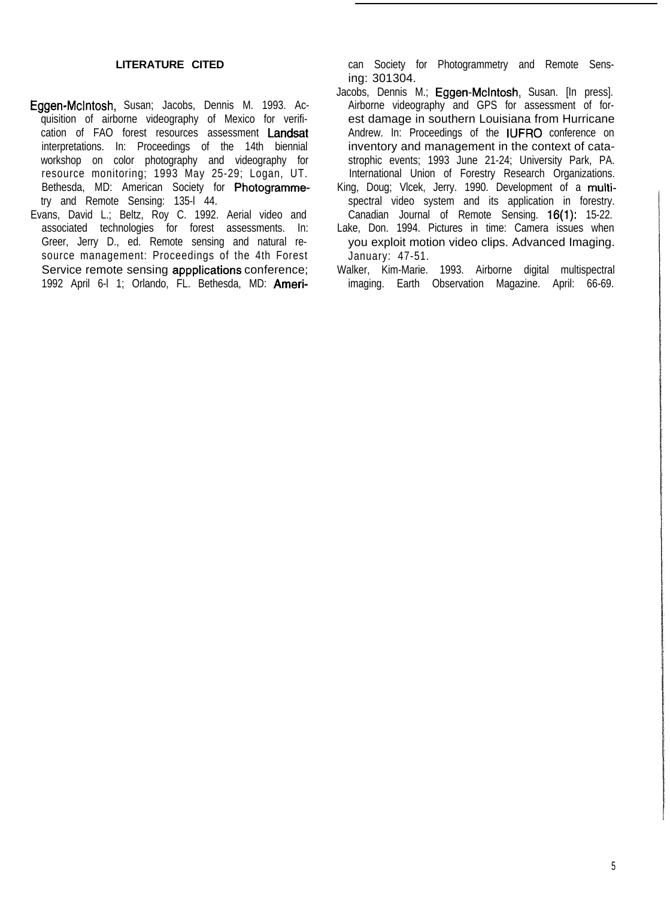## LITERATURE CITED

Eggen-McIntosh, Susan; Jacobs, Dennis M. 1993. Acquisition of airborne videography of Mexico for verification of FAO forest resources assessment Landsat interpretations. In: Proceedings of the 14th biennial workshop on color photography and videography for resource monitoring; 1993 May 25-29; Logan, UT. Bethesda, MD: American Society for Photogrammetry and Remote Sensing: 135-l 44.

Evans, David L.; Beltz, Roy C. 1992. Aerial video and associated technologies for forest assessments. In: Greer, Jerry D., ed. Remote sensing and natural resource management: Proceedings of the 4th Forest Service remote sensing appplications conference; 1992 April 6-l 1; Orlando, FL. Bethesda, MD: American Society for Photogrammetry and Remote Sensing: 301304.

Jacobs, Dennis M.; Eggen-McIntosh, Susan. [In press]. Airborne videography and GPS for assessment of forest damage in southern Louisiana from Hurricane Andrew. In: Proceedings of the IUFRO conference on inventory and management in the context of catastrophic events; 1993 June 21-24; University Park, PA. International Union of Forestry Research Organizations.

King, Doug; Vlcek, Jerry. 1990. Development of a multispectral video system and its application in forestry. Canadian Journal of Remote Sensing. 16(1): 15-22.

Lake, Don. 1994. Pictures in time: Camera issues when you exploit motion video clips. Advanced Imaging. January: 47-51.

Walker, Kim-Marie. 1993. Airborne digital multispectral imaging. Earth Observation Magazine. April: 66-69.